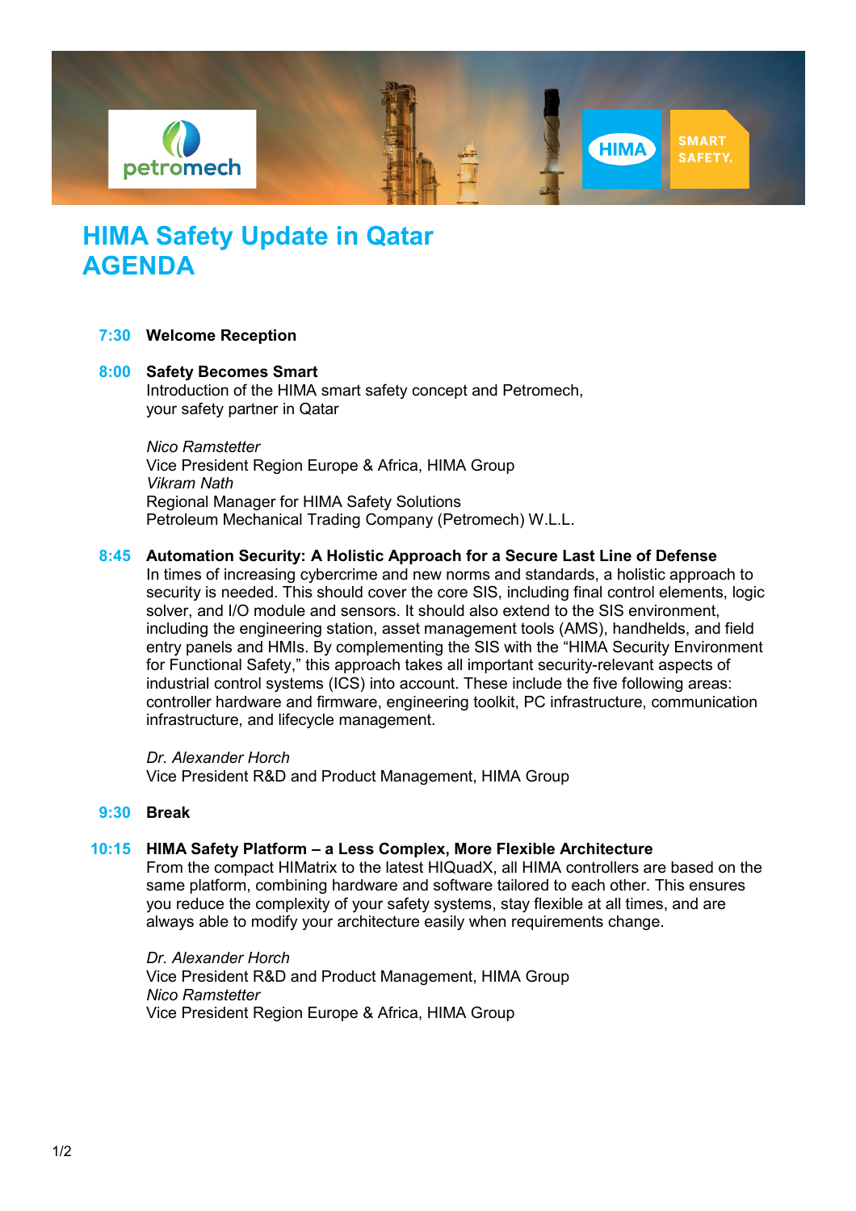# HIMA Safety Update in Qatar
# AGENDA

**7:30** **Welcome Reception**

**8:00** **Safety Becomes Smart**
Introduction of the HIMA smart safety concept and Petromech, your safety partner in Qatar

*Nico Ramstetter*
Vice President Region Europe & Africa, HIMA Group
*Vikram Nath*
Regional Manager for HIMA Safety Solutions
Petroleum Mechanical Trading Company (Petromech) W.L.L.

**8:45** **Automation Security: A Holistic Approach for a Secure Last Line of Defense**
In times of increasing cybercrime and new norms and standards, a holistic approach to security is needed. This should cover the core SIS, including final control elements, logic solver, and I/O module and sensors. It should also extend to the SIS environment, including the engineering station, asset management tools (AMS), handhelds, and field entry panels and HMIs. By complementing the SIS with the "HIMA Security Environment for Functional Safety," this approach takes all important security-relevant aspects of industrial control systems (ICS) into account. These include the five following areas: controller hardware and firmware, engineering toolkit, PC infrastructure, communication infrastructure, and lifecycle management.

*Dr. Alexander Horch*
Vice President R&D and Product Management, HIMA Group

**9:30** **Break**

**10:15** **HIMA Safety Platform – a Less Complex, More Flexible Architecture**
From the compact HIMatrix to the latest HIQuadX, all HIMA controllers are based on the same platform, combining hardware and software tailored to each other. This ensures you reduce the complexity of your safety systems, stay flexible at all times, and are always able to modify your architecture easily when requirements change.

*Dr. Alexander Horch*
Vice President R&D and Product Management, HIMA Group
*Nico Ramstetter*
Vice President Region Europe & Africa, HIMA Group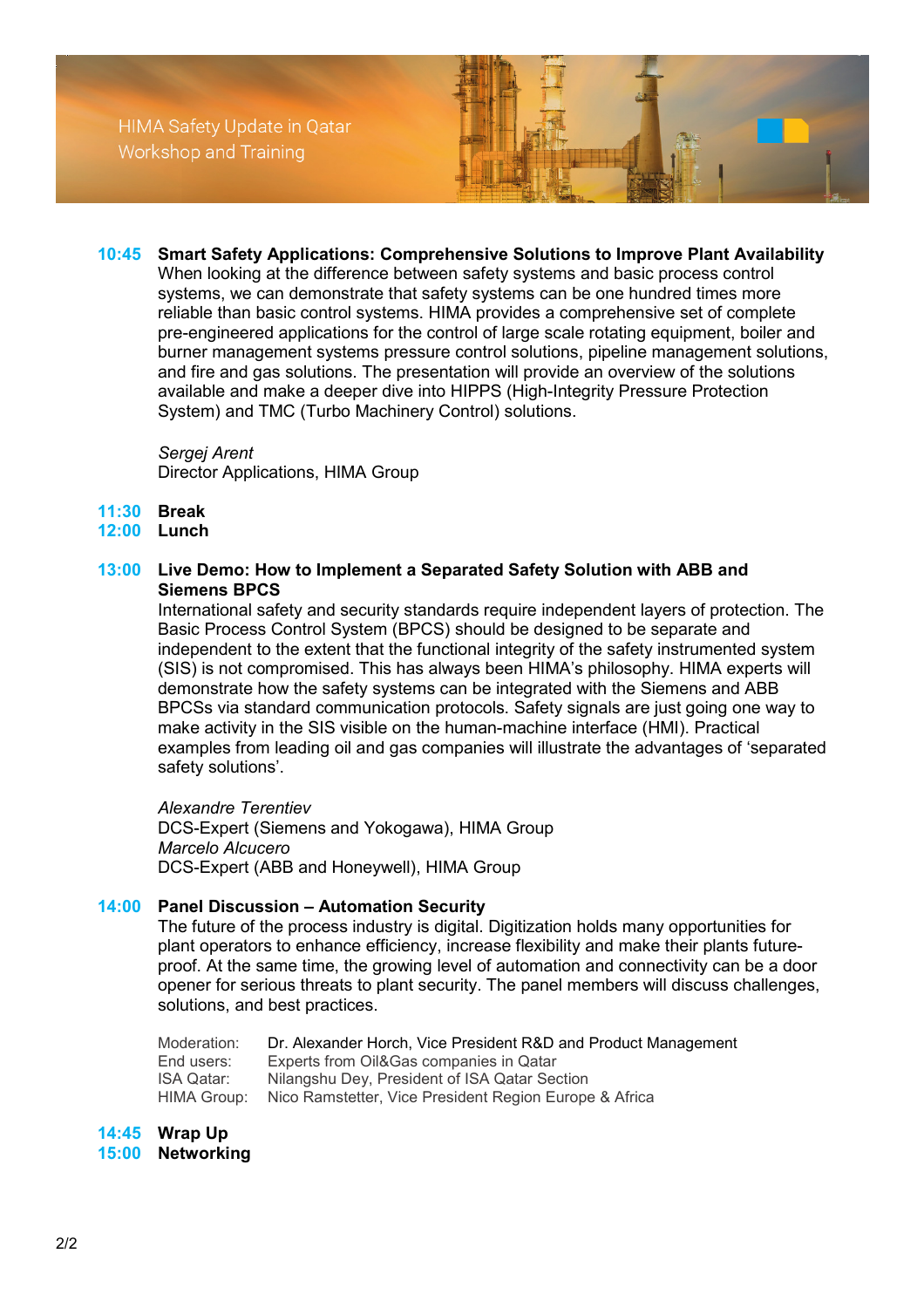HIMA Safety Update in Qatar
Workshop and Training

**10:45 Smart Safety Applications: Comprehensive Solutions to Improve Plant Availability**

When looking at the difference between safety systems and basic process control systems, we can demonstrate that safety systems can be one hundred times more reliable than basic control systems. HIMA provides a comprehensive set of complete pre-engineered applications for the control of large scale rotating equipment, boiler and burner management systems pressure control solutions, pipeline management solutions, and fire and gas solutions. The presentation will provide an overview of the solutions available and make a deeper dive into HIPPS (High-Integrity Pressure Protection System) and TMC (Turbo Machinery Control) solutions.

*Sergej Arent*
Director Applications, HIMA Group

**11:30 Break**
**12:00 Lunch**

**13:00 Live Demo: How to Implement a Separated Safety Solution with ABB and Siemens BPCS**

International safety and security standards require independent layers of protection. The Basic Process Control System (BPCS) should be designed to be separate and independent to the extent that the functional integrity of the safety instrumented system (SIS) is not compromised. This has always been HIMA's philosophy. HIMA experts will demonstrate how the safety systems can be integrated with the Siemens and ABB BPCSs via standard communication protocols. Safety signals are just going one way to make activity in the SIS visible on the human-machine interface (HMI). Practical examples from leading oil and gas companies will illustrate the advantages of 'separated safety solutions'.

*Alexandre Terentiev*
DCS-Expert (Siemens and Yokogawa), HIMA Group
*Marcelo Alcucero*
DCS-Expert (ABB and Honeywell), HIMA Group

**14:00 Panel Discussion – Automation Security**

The future of the process industry is digital. Digitization holds many opportunities for plant operators to enhance efficiency, increase flexibility and make their plants future-proof. At the same time, the growing level of automation and connectivity can be a door opener for serious threats to plant security. The panel members will discuss challenges, solutions, and best practices.

| | |
|---|---|
| Moderation: | Dr. Alexander Horch, Vice President R&D and Product Management |
| End users: | Experts from Oil&Gas companies in Qatar |
| ISA Qatar: | Nilangshu Dey, President of ISA Qatar Section |
| HIMA Group: | Nico Ramstetter, Vice President Region Europe & Africa |

**14:45 Wrap Up**
**15:00 Networking**